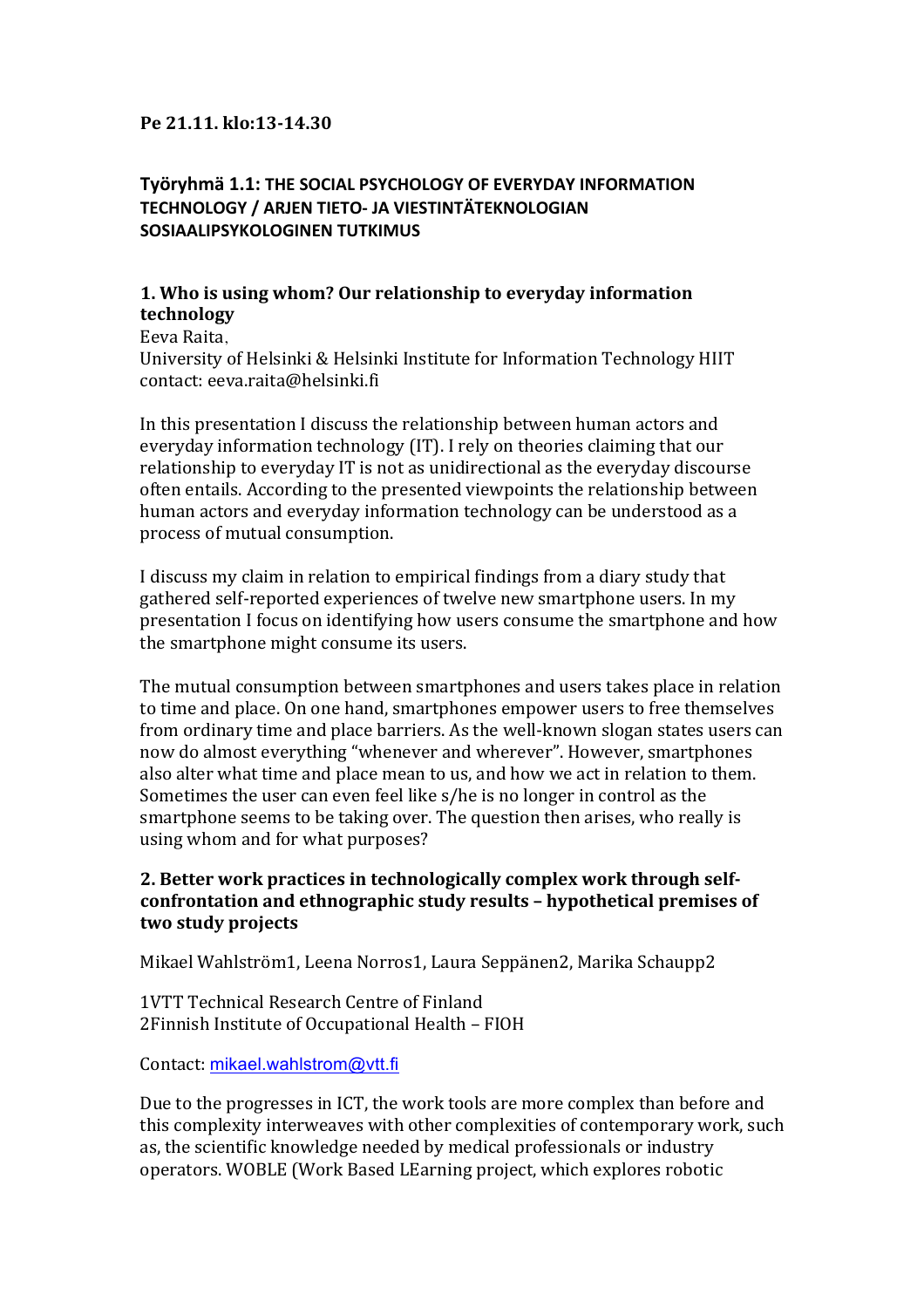**Pe 21.11. klo:13-14.30**

## Työryhmä 1.1: THE SOCIAL PSYCHOLOGY OF EVERYDAY INFORMATION TECHNOLOGY / ARJEN TIETO- JA VIESTINTÄTEKNOLOGIAN SOSIAALIPSYKOLOGINEN TUTKIMUS

### 1. Who is using whom? Our relationship to everyday information technology

Eeva Raita,
University of Helsinki & Helsinki Institute for Information Technology HIIT
contact: eeva.raita@helsinki.fi

In this presentation I discuss the relationship between human actors and everyday information technology (IT). I rely on theories claiming that our relationship to everyday IT is not as unidirectional as the everyday discourse often entails. According to the presented viewpoints the relationship between human actors and everyday information technology can be understood as a process of mutual consumption.

I discuss my claim in relation to empirical findings from a diary study that gathered self-reported experiences of twelve new smartphone users. In my presentation I focus on identifying how users consume the smartphone and how the smartphone might consume its users.

The mutual consumption between smartphones and users takes place in relation to time and place. On one hand, smartphones empower users to free themselves from ordinary time and place barriers. As the well-known slogan states users can now do almost everything "whenever and wherever". However, smartphones also alter what time and place mean to us, and how we act in relation to them. Sometimes the user can even feel like s/he is no longer in control as the smartphone seems to be taking over. The question then arises, who really is using whom and for what purposes?

### 2. Better work practices in technologically complex work through self-confrontation and ethnographic study results – hypothetical premises of two study projects

Mikael Wahlström[1], Leena Norros[1], Laura Seppänen[2], Marika Schaupp[2]

[1]VTT Technical Research Centre of Finland
[2]Finnish Institute of Occupational Health – FIOH

Contact: mikael.wahlstrom@vtt.fi

Due to the progresses in ICT, the work tools are more complex than before and this complexity interweaves with other complexities of contemporary work, such as, the scientific knowledge needed by medical professionals or industry operators. WOBLE (Work Based LEarning project, which explores robotic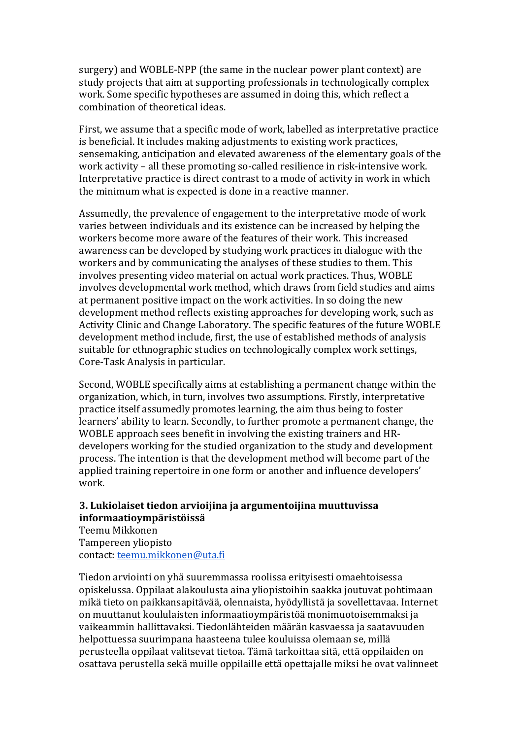surgery) and WOBLE-NPP (the same in the nuclear power plant context) are study projects that aim at supporting professionals in technologically complex work. Some specific hypotheses are assumed in doing this, which reflect a combination of theoretical ideas.

First, we assume that a specific mode of work, labelled as interpretative practice is beneficial. It includes making adjustments to existing work practices, sensemaking, anticipation and elevated awareness of the elementary goals of the work activity – all these promoting so-called resilience in risk-intensive work. Interpretative practice is direct contrast to a mode of activity in work in which the minimum what is expected is done in a reactive manner.

Assumedly, the prevalence of engagement to the interpretative mode of work varies between individuals and its existence can be increased by helping the workers become more aware of the features of their work. This increased awareness can be developed by studying work practices in dialogue with the workers and by communicating the analyses of these studies to them. This involves presenting video material on actual work practices. Thus, WOBLE involves developmental work method, which draws from field studies and aims at permanent positive impact on the work activities. In so doing the new development method reflects existing approaches for developing work, such as Activity Clinic and Change Laboratory. The specific features of the future WOBLE development method include, first, the use of established methods of analysis suitable for ethnographic studies on technologically complex work settings, Core-Task Analysis in particular.

Second, WOBLE specifically aims at establishing a permanent change within the organization, which, in turn, involves two assumptions. Firstly, interpretative practice itself assumedly promotes learning, the aim thus being to foster learners' ability to learn. Secondly, to further promote a permanent change, the WOBLE approach sees benefit in involving the existing trainers and HR-developers working for the studied organization to the study and development process. The intention is that the development method will become part of the applied training repertoire in one form or another and influence developers' work.

### 3. Lukiolaiset tiedon arvioijina ja argumentoijina muuttuvissa informaatioympäristöissä

Teemu Mikkonen
Tampereen yliopisto
contact: teemu.mikkonen@uta.fi

Tiedon arviointi on yhä suuremmassa roolissa erityisesti omaehtoisessa opiskelussa. Oppilaat alakoulusta aina yliopistoihin saakka joutuvat pohtimaan mikä tieto on paikkansapitävää, olennaista, hyödyllistä ja sovellettavaa. Internet on muuttanut koululaisten informaatioympäristöä monimuotoisemmaksi ja vaikeammin hallittavaksi. Tiedonlähteiden määrän kasvaessa ja saatavuuden helpottuessa suurimpana haasteena tulee kouluissa olemaan se, millä perusteella oppilaat valitsevat tietoa. Tämä tarkoittaa sitä, että oppilaiden on osattava perustella sekä muille oppilaille että opettajalle miksi he ovat valinneet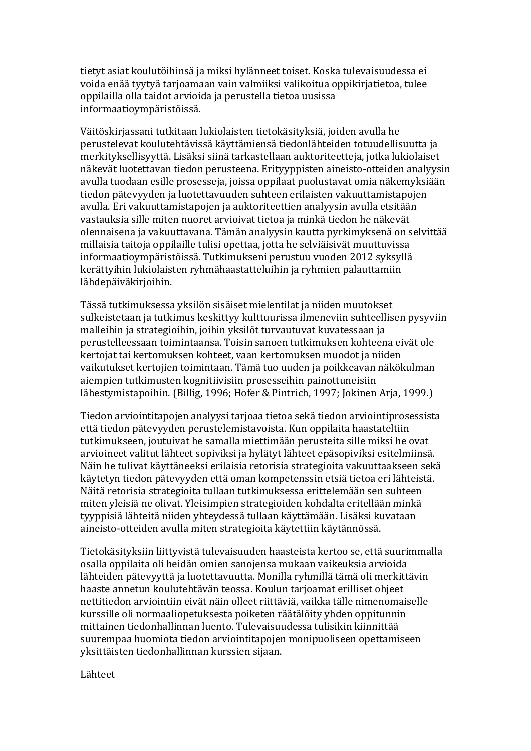tietyt asiat koulutöihinsä ja miksi hylänneet toiset. Koska tulevaisuudessa ei voida enää tyytyä tarjoamaan vain valmiiksi valikoitua oppikirjatietoa, tulee oppilailla olla taidot arvioida ja perustella tietoa uusissa informaatioympäristöissä.

Väitöskirjassani tutkitaan lukiolaisten tietokäsityksiä, joiden avulla he perustelevat koulutehtävissä käyttämiensä tiedonlähteiden totuudellisuutta ja merkityksellisyyttä. Lisäksi siinä tarkastellaan auktoriteetteja, jotka lukiolaiset näkevät luotettavan tiedon perusteena. Erityyppisten aineisto-otteiden analyysin avulla tuodaan esille prosesseja, joissa oppilaat puolustavat omia näkemyksiään tiedon pätevyyden ja luotettavuuden suhteen erilaisten vakuuttamistapojen avulla. Eri vakuuttamistapojen ja auktoriteettien analyysin avulla etsitään vastauksia sille miten nuoret arvioivat tietoa ja minkä tiedon he näkevät olennaisena ja vakuuttavana. Tämän analyysin kautta pyrkimyksenä on selvittää millaisia taitoja oppilaille tulisi opettaa, jotta he selviäisivät muuttuvissa informaatioympäristöissä. Tutkimukseni perustuu vuoden 2012 syksyllä kerättyihin lukiolaisten ryhmähaastatteluihin ja ryhmien palauttamiin lähdepäiväkirjoihin.

Tässä tutkimuksessa yksilön sisäiset mielentilat ja niiden muutokset sulkeistetaan ja tutkimus keskittyy kulttuurissa ilmeneviin suhteellisen pysyviin malleihin ja strategioihin, joihin yksilöt turvautuvat kuvatessaan ja perustelleessaan toimintaansa. Toisin sanoen tutkimuksen kohteena eivät ole kertojat tai kertomuksen kohteet, vaan kertomuksen muodot ja niiden vaikutukset kertojien toimintaan. Tämä tuo uuden ja poikkeavan näkökulman aiempien tutkimusten kognitiivisiin prosesseihin painottuneisiin lähestymistapoihin. (Billig, 1996; Hofer & Pintrich, 1997; Jokinen Arja, 1999.)

Tiedon arviointitapojen analyysi tarjoaa tietoa sekä tiedon arviointiprosessista että tiedon pätevyyden perustelemistavoista. Kun oppilaita haastateltiin tutkimukseen, joutuivat he samalla miettimään perusteita sille miksi he ovat arvioineet valitut lähteet sopiviksi ja hylätyt lähteet epäsopiviksi esitelmiinsä. Näin he tulivat käyttäneeksi erilaisia retorisia strategioita vakuuttaakseen sekä käytetyn tiedon pätevyyden että oman kompetenssin etsiä tietoa eri lähteistä. Näitä retorisia strategioita tullaan tutkimuksessa erittelemään sen suhteen miten yleisiä ne olivat. Yleisimpien strategioiden kohdalta eritellään minkä tyyppisiä lähteitä niiden yhteydessä tullaan käyttämään. Lisäksi kuvataan aineisto-otteiden avulla miten strategioita käytettiin käytännössä.

Tietokäsityksiin liittyvistä tulevaisuuden haasteista kertoo se, että suurimmalla osalla oppilaita oli heidän omien sanojensa mukaan vaikeuksia arvioida lähteiden pätevyyttä ja luotettavuutta. Monilla ryhmillä tämä oli merkittävin haaste annetun koulutehtävän teossa. Koulun tarjoamat erilliset ohjeet nettitiedon arviointiin eivät näin olleet riittäviä, vaikka tälle nimenomaiselle kurssille oli normaaliopetuksesta poiketen räätälöity yhden oppitunnin mittainen tiedonhallinnan luento. Tulevaisuudessa tulisikin kiinnittää suurempaa huomiota tiedon arviointitapojen monipuoliseen opettamiseen yksittäisten tiedonhallinnan kurssien sijaan.

Lähteet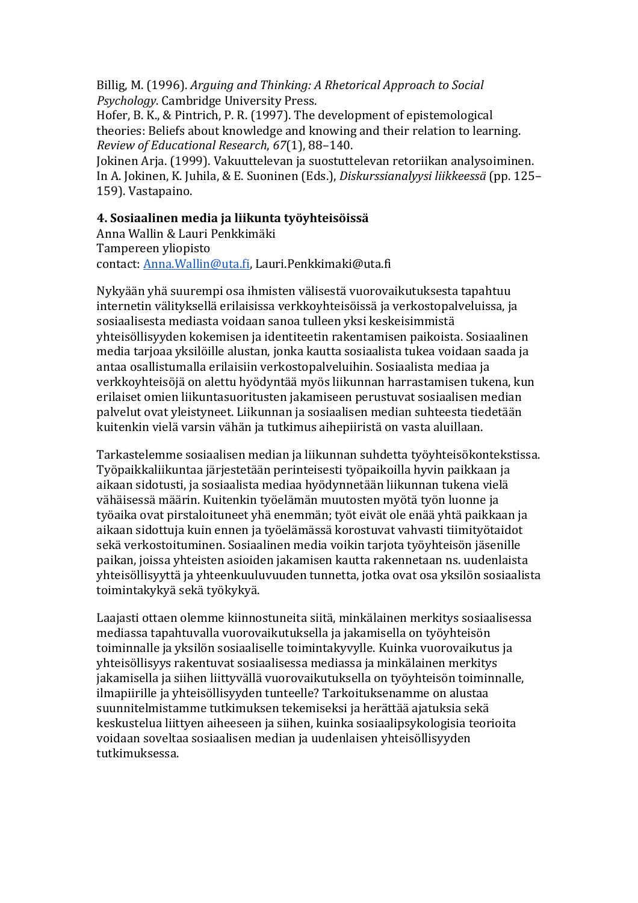Billig, M. (1996). *Arguing and Thinking: A Rhetorical Approach to Social Psychology*. Cambridge University Press.
Hofer, B. K., & Pintrich, P. R. (1997). The development of epistemological theories: Beliefs about knowledge and knowing and their relation to learning. *Review of Educational Research*, *67*(1), 88–140.
Jokinen Arja. (1999). Vakuuttelevan ja suostuttelevan retoriikan analysoiminen. In A. Jokinen, K. Juhila, & E. Suoninen (Eds.), *Diskurssianalyysi liikkeessä* (pp. 125–159). Vastapaino.

**4. Sosiaalinen media ja liikunta työyhteisöissä**
Anna Wallin & Lauri Penkkimäki
Tampereen yliopisto
contact: Anna.Wallin@uta.fi, Lauri.Penkkimaki@uta.fi

Nykyään yhä suurempi osa ihmisten välisestä vuorovaikutuksesta tapahtuu internetin välityksellä erilaisissa verkkoyhteisöissä ja verkostopalveluissa, ja sosiaalisesta mediasta voidaan sanoa tulleen yksi keskeisimmistä yhteisöllisyyden kokemisen ja identiteetin rakentamisen paikoista. Sosiaalinen media tarjoaa yksilöille alustan, jonka kautta sosiaalista tukea voidaan saada ja antaa osallistumalla erilaisiin verkostopalveluihin. Sosiaalista mediaa ja verkkoyhteisöjä on alettu hyödyntää myös liikunnan harrastamisen tukena, kun erilaiset omien liikuntasuoritusten jakamiseen perustuvat sosiaalisen median palvelut ovat yleistyneet. Liikunnan ja sosiaalisen median suhteesta tiedetään kuitenkin vielä varsin vähän ja tutkimus aihepiiristä on vasta aluillaan.

Tarkastelemme sosiaalisen median ja liikunnan suhdetta työyhteisökontekstissa. Työpaikkaliikuntaa järjestetään perinteisesti työpaikoilla hyvin paikkaan ja aikaan sidotusti, ja sosiaalista mediaa hyödynnetään liikunnan tukena vielä vähäisessä määrin. Kuitenkin työelämän muutosten myötä työn luonne ja työaika ovat pirstaloituneet yhä enemmän; työt eivät ole enää yhtä paikkaan ja aikaan sidottuja kuin ennen ja työelämässä korostuvat vahvasti tiimityötaidot sekä verkostoituminen. Sosiaalinen media voikin tarjota työyhteisön jäsenille paikan, joissa yhteisten asioiden jakamisen kautta rakennetaan ns. uudenlaista yhteisöllisyyttä ja yhteenkuuluvuuden tunnetta, jotka ovat osa yksilön sosiaalista toimintakykyä sekä työkykyä.

Laajasti ottaen olemme kiinnostuneita siitä, minkälainen merkitys sosiaalisessa mediassa tapahtuvalla vuorovaikutuksella ja jakamisella on työyhteisön toiminnalle ja yksilön sosiaaliselle toimintakyvylle. Kuinka vuorovaikutus ja yhteisöllisyys rakentuvat sosiaalisessa mediassa ja minkälainen merkitys jakamisella ja siihen liittyvällä vuorovaikutuksella on työyhteisön toiminnalle, ilmapiirille ja yhteisöllisyyden tunteelle? Tarkoituksenamme on alustaa suunnitelmistamme tutkimuksen tekemiseksi ja herättää ajatuksia sekä keskustelua liittyen aiheeseen ja siihen, kuinka sosiaalipsykologisia teorioita voidaan soveltaa sosiaalisen median ja uudenlaisen yhteisöllisyyden tutkimuksessa.